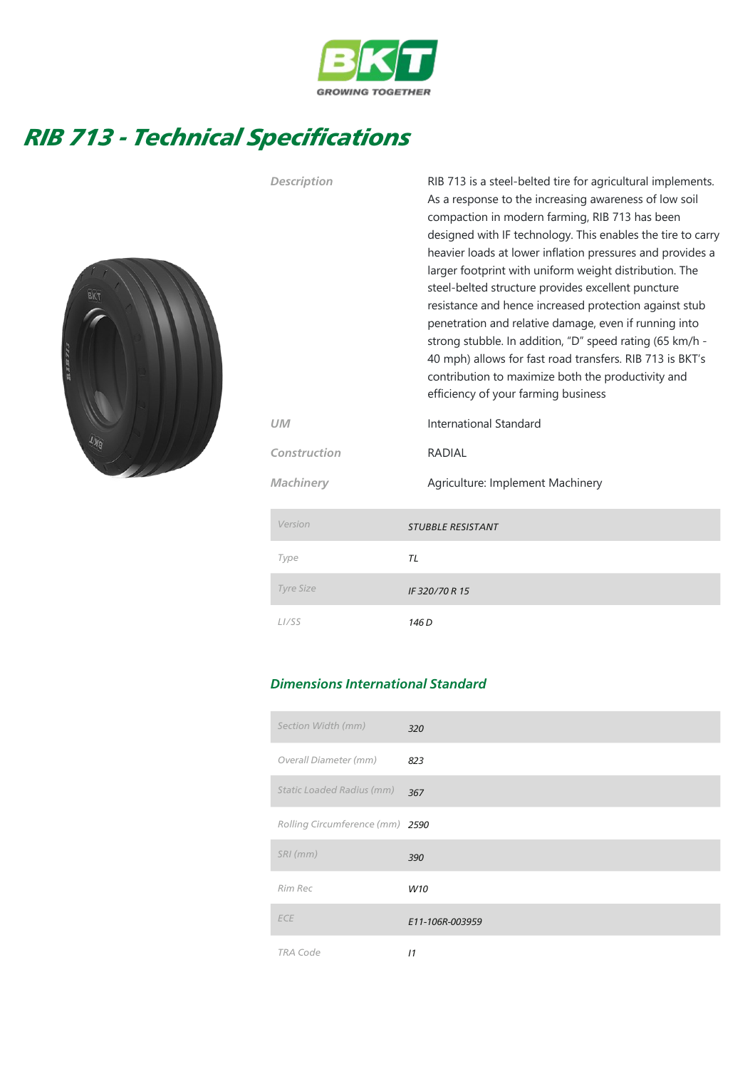GROWING TOGETHER

# RIB 713 - Technical Specifications

| | |
|---|---|
| Description | RIB 713 is a steel-belted tire for agricultural implements. As a response to the increasing awareness of low soil compaction in modern farming, RIB 713 has been designed with IF technology. This enables the tire to carry heavier loads at lower inflation pressures and provides a larger footprint with uniform weight distribution. The steel-belted structure provides excellent puncture resistance and hence increased protection against stub penetration and relative damage, even if running into strong stubble. In addition, "D" speed rating (65 km/h - 40 mph) allows for fast road transfers. RIB 713 is BKT's contribution to maximize both the productivity and efficiency of your farming business |
| UM | International Standard |
| Construction | RADIAL |
| Machinery | Agriculture: Implement Machinery |

| | |
|---|---|
| Version | STUBBLE RESISTANT |
| Type | TL |
| Tyre Size | IF 320/70 R 15 |
| LI/SS | 146 D |

## Dimensions International Standard

| | |
|---|---|
| Section Width (mm) | 320 |
| Overall Diameter (mm) | 823 |
| Static Loaded Radius (mm) | 367 |
| Rolling Circumference (mm) | 2590 |
| SRI (mm) | 390 |
| Rim Rec | W10 |
| ECE | E11-106R-003959 |
| TRA Code | I1 |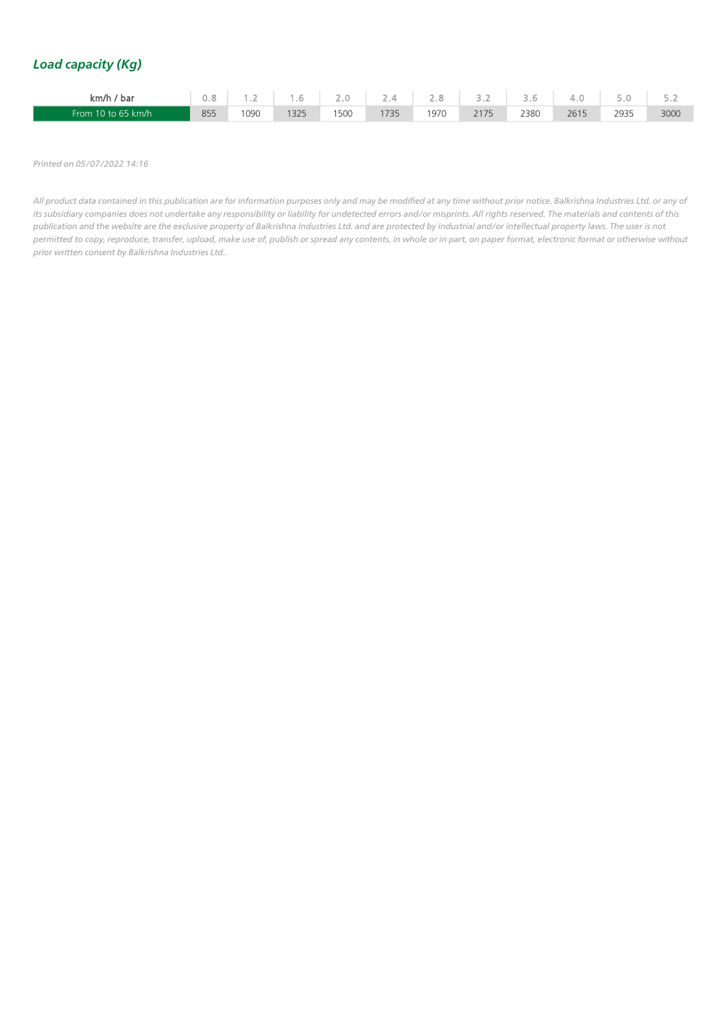## *Load capacity (Kg)*

| km/h / bar | 0.8 | 1.2 | 1.6 | 2.0 | 2.4 | 2.8 | 3.2 | 3.6 | 4.0 | 5.0 | 5.2 |
|---|---|---|---|---|---|---|---|---|---|---|---|
| From 10 to 65 km/h | 855 | 1090 | 1325 | 1500 | 1735 | 1970 | 2175 | 2380 | 2615 | 2935 | 3000 |

*Printed on 05/07/2022 14:16*

*All product data contained in this publication are for information purposes only and may be modified at any time without prior notice. Balkrishna Industries Ltd. or any of its subsidiary companies does not undertake any responsibility or liability for undetected errors and/or misprints. All rights reserved. The materials and contents of this publication and the website are the exclusive property of Balkrishna Industries Ltd. and are protected by industrial and/or intellectual property laws. The user is not permitted to copy, reproduce, transfer, upload, make use of, publish or spread any contents, in whole or in part, on paper format, electronic format or otherwise without prior written consent by Balkrishna Industries Ltd..*